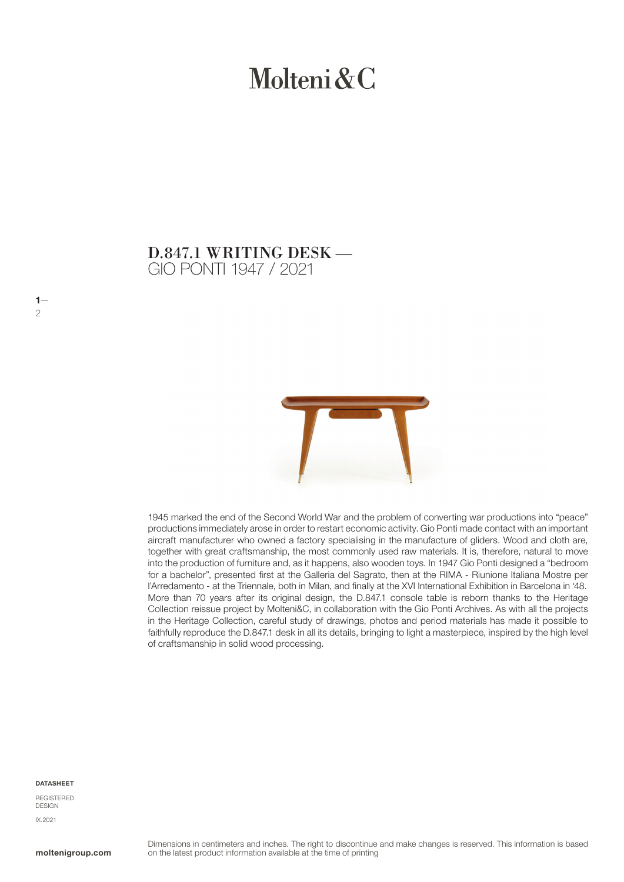# Molteni&C

## D.847.1 WRITING DESK — GIO PONTI 1947 / 2021

1945 marked the end of the Second World War and the problem of converting war productions into "peace" productions immediately arose in order to restart economic activity. Gio Ponti made contact with an important aircraft manufacturer who owned a factory specialising in the manufacture of gliders. Wood and cloth are, together with great craftsmanship, the most commonly used raw materials. It is, therefore, natural to move into the production of furniture and, as it happens, also wooden toys. In 1947 Gio Ponti designed a "bedroom for a bachelor", presented first at the Galleria del Sagrato, then at the RIMA - Riunione Italiana Mostre per l'Arredamento - at the Triennale, both in Milan, and finally at the XVI International Exhibition in Barcelona in '48. More than 70 years after its original design, the D.847.1 console table is reborn thanks to the Heritage Collection reissue project by Molteni&C, in collaboration with the Gio Ponti Archives. As with all the projects in the Heritage Collection, careful study of drawings, photos and period materials has made it possible to faithfully reproduce the D.847.1 desk in all its details, bringing to light a masterpiece, inspired by the high level of craftsmanship in solid wood processing.

**DATASHEET**

REGISTERED DESIGN

IX.2021

**moltenigroup.com**

Dimensions in centimeters and inches. The right to discontinue and make changes is reserved. This information is based on the latest product information available at the time of printing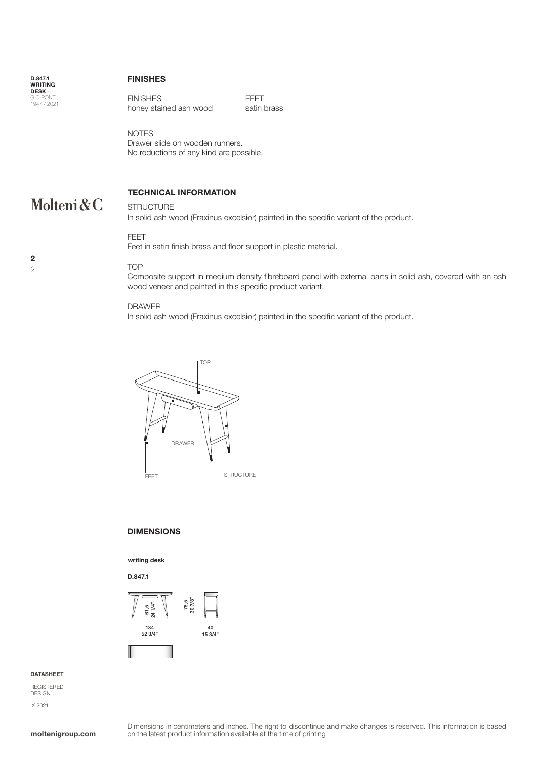**D.847.1 WRITING DESK**—
GIO PONTI
1947 / 2021

Molteni&C

## FINISHES

FINISHES
honey stained ash wood

FEET
satin brass

NOTES
Drawer slide on wooden runners.
No reductions of any kind are possible.

## TECHNICAL INFORMATION

STRUCTURE
In solid ash wood (Fraxinus excelsior) painted in the specific variant of the product.

FEET
Feet in satin finish brass and floor support in plastic material.

TOP
Composite support in medium density fibreboard panel with external parts in solid ash, covered with an ash wood veneer and painted in this specific product variant.

DRAWER
In solid ash wood (Fraxinus excelsior) painted in the specific variant of the product.

TOP
DRAWER
FEET
STRUCTURE

## DIMENSIONS

**writing desk**

**D.847.1**

61,5
24 1/4"

78,5
30 7/8"

134
52 3/4"

40
15 3/4"

**DATASHEET**

REGISTERED DESIGN

IX.2021

**moltenigroup.com**

Dimensions in centimeters and inches. The right to discontinue and make changes is reserved. This information is based on the latest product information available at the time of printing